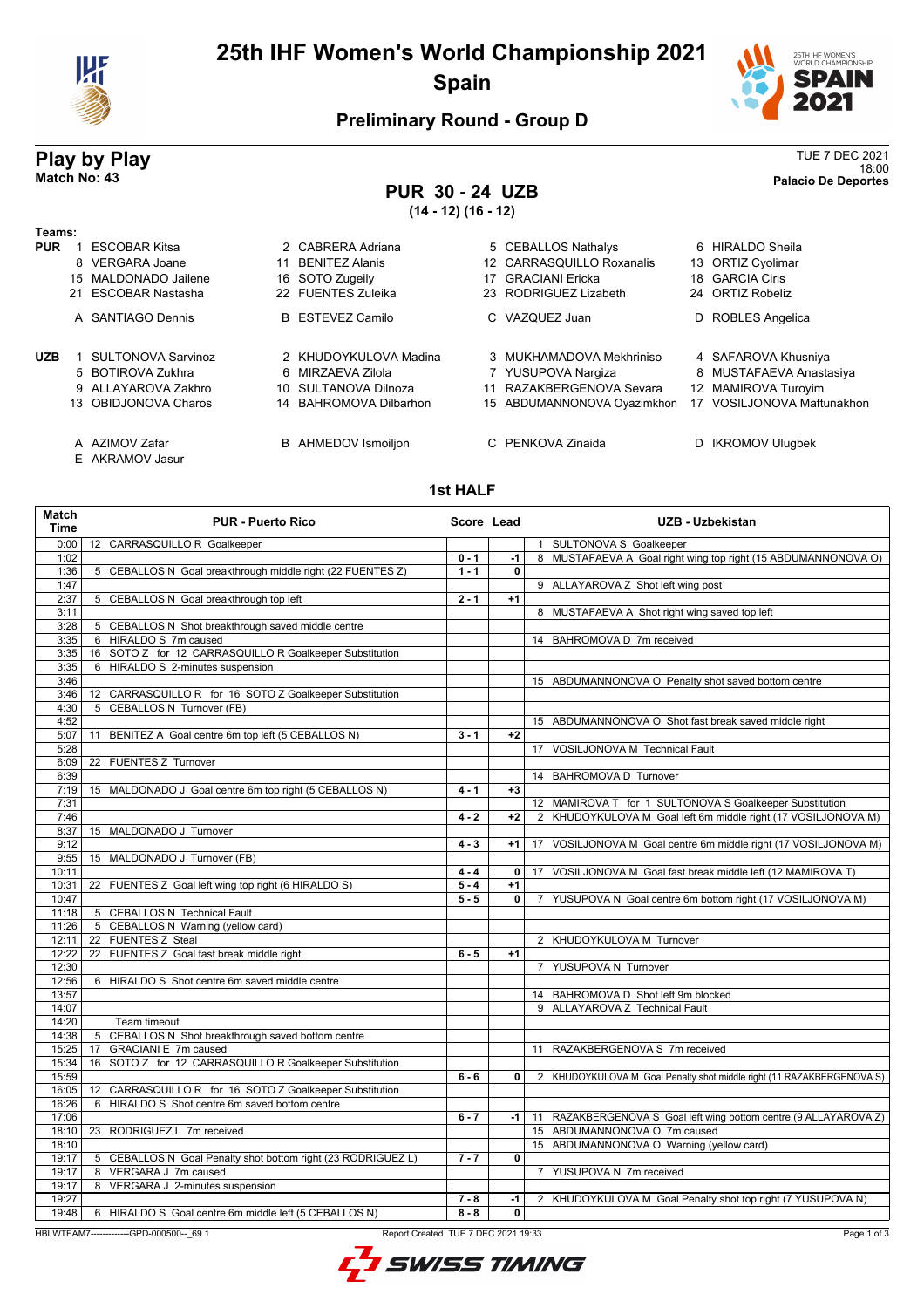# 25th IHF Women's World Championship 2021

## Spain

### Preliminary Round - Group D

## Play by Play

**Match No: 43**

TUE 7 DEC 2021
18:00
**Palacio De Deportes**

### PUR 30 - 24 UZB

**(14 - 12) (16 - 12)**

**Teams:**

**PUR**
1 ESCOBAR Kitsa, 2 CABRERA Adriana, 5 CEBALLOS Nathalys, 6 HIRALDO Sheila
8 VERGARA Joane, 11 BENITEZ Alanis, 12 CARRASQUILLO Roxanalis, 13 ORTIZ Cyolimar
15 MALDONADO Jailene, 16 SOTO Zugeily, 17 GRACIANI Ericka, 18 GARCIA Ciris
21 ESCOBAR Nastasha, 22 FUENTES Zuleika, 23 RODRIGUEZ Lizabeth, 24 ORTIZ Robeliz

A SANTIAGO Dennis, B ESTEVEZ Camilo, C VAZQUEZ Juan, D ROBLES Angelica

**UZB**
1 SULTONOVA Sarvinoz, 2 KHUDOYKULOVA Madina, 3 MUKHAMADOVA Mekhriniso, 4 SAFAROVA Khusniya
5 BOTIROVA Zukhra, 6 MIRZAEVA Zilola, 7 YUSUPOVA Nargiza, 8 MUSTAFAEVA Anastasiya
9 ALLAYAROVA Zakhro, 10 SULTANOVA Dilnoza, 11 RAZAKBERGENOVA Sevara, 12 MAMIROVA Turoyim
13 OBIDJONOVA Charos, 14 BAHROMOVA Dilbarhon, 15 ABDUMANNONOVA Oyazimkhon, 17 VOSILJONOVA Maftunakhon

A AZIMOV Zafar, B AHMEDOV Ismoiljon, C PENKOVA Zinaida, D IKROMOV Ulugbek
E AKRAMOV Jasur

### 1st HALF

| Match Time | PUR - Puerto Rico | Score | Lead | UZB - Uzbekistan |
|---|---|---|---|---|
| 0:00 | 12 CARRASQUILLO R Goalkeeper | | | 1 SULTONOVA S Goalkeeper |
| 1:02 | | 0 - 1 | -1 | 8 MUSTAFAEVA A Goal right wing top right (15 ABDUMANNONOVA O) |
| 1:36 | 5 CEBALLOS N Goal breakthrough middle right (22 FUENTES Z) | 1 - 1 | 0 | |
| 1:47 | | | | 9 ALLAYAROVA Z Shot left wing post |
| 2:37 | 5 CEBALLOS N Goal breakthrough top left | 2 - 1 | +1 | |
| 3:11 | | | | 8 MUSTAFAEVA A Shot right wing saved top left |
| 3:28 | 5 CEBALLOS N Shot breakthrough saved middle centre | | | |
| 3:35 | 6 HIRALDO S 7m caused | | | 14 BAHROMOVA D 7m received |
| 3:35 | 16 SOTO Z for 12 CARRASQUILLO R Goalkeeper Substitution | | | |
| 3:35 | 6 HIRALDO S 2-minutes suspension | | | |
| 3:46 | | | | 15 ABDUMANNONOVA O Penalty shot saved bottom centre |
| 3:46 | 12 CARRASQUILLO R for 16 SOTO Z Goalkeeper Substitution | | | |
| 4:30 | 5 CEBALLOS N Turnover (FB) | | | |
| 4:52 | | | | 15 ABDUMANNONOVA O Shot fast break saved middle right |
| 5:07 | 11 BENITEZ A Goal centre 6m top left (5 CEBALLOS N) | 3 - 1 | +2 | |
| 5:28 | | | | 17 VOSILJONOVA M Technical Fault |
| 6:09 | 22 FUENTES Z Turnover | | | |
| 6:39 | | | | 14 BAHROMOVA D Turnover |
| 7:19 | 15 MALDONADO J Goal centre 6m top right (5 CEBALLOS N) | 4 - 1 | +3 | |
| 7:31 | | | | 12 MAMIROVA T for 1 SULTONOVA S Goalkeeper Substitution |
| 7:46 | | 4 - 2 | +2 | 2 KHUDOYKULOVA M Goal left 6m middle right (17 VOSILJONOVA M) |
| 8:37 | 15 MALDONADO J Turnover | | | |
| 9:12 | | 4 - 3 | +1 | 17 VOSILJONOVA M Goal centre 6m middle right (17 VOSILJONOVA M) |
| 9:55 | 15 MALDONADO J Turnover (FB) | | | |
| 10:11 | | 4 - 4 | 0 | 17 VOSILJONOVA M Goal fast break middle left (12 MAMIROVA T) |
| 10:31 | 22 FUENTES Z Goal left wing top right (6 HIRALDO S) | 5 - 4 | +1 | |
| 10:47 | | 5 - 5 | 0 | 7 YUSUPOVA N Goal centre 6m bottom right (17 VOSILJONOVA M) |
| 11:18 | 5 CEBALLOS N Technical Fault | | | |
| 11:26 | 5 CEBALLOS N Warning (yellow card) | | | |
| 12:11 | 22 FUENTES Z Steal | | | 2 KHUDOYKULOVA M Turnover |
| 12:22 | 22 FUENTES Z Goal fast break middle right | 6 - 5 | +1 | |
| 12:30 | | | | 7 YUSUPOVA N Turnover |
| 12:56 | 6 HIRALDO S Shot centre 6m saved middle centre | | | |
| 13:57 | | | | 14 BAHROMOVA D Shot left 9m blocked |
| 14:07 | | | | 9 ALLAYAROVA Z Technical Fault |
| 14:20 | Team timeout | | | |
| 14:38 | 5 CEBALLOS N Shot breakthrough saved bottom centre | | | |
| 15:25 | 17 GRACIANI E 7m caused | | | 11 RAZAKBERGENOVA S 7m received |
| 15:34 | 16 SOTO Z for 12 CARRASQUILLO R Goalkeeper Substitution | | | |
| 15:59 | | 6 - 6 | 0 | 2 KHUDOYKULOVA M Goal Penalty shot middle right (11 RAZAKBERGENOVA S) |
| 16:05 | 12 CARRASQUILLO R for 16 SOTO Z Goalkeeper Substitution | | | |
| 16:26 | 6 HIRALDO S Shot centre 6m saved bottom centre | | | |
| 17:06 | | 6 - 7 | -1 | 11 RAZAKBERGENOVA S Goal left wing bottom centre (9 ALLAYAROVA Z) |
| 18:10 | 23 RODRIGUEZ L 7m received | | | 15 ABDUMANNONOVA O 7m caused |
| 18:10 | | | | 15 ABDUMANNONOVA O Warning (yellow card) |
| 19:17 | 5 CEBALLOS N Goal Penalty shot bottom right (23 RODRIGUEZ L) | 7 - 7 | 0 | |
| 19:17 | 8 VERGARA J 7m caused | | | 7 YUSUPOVA N 7m received |
| 19:17 | 8 VERGARA J 2-minutes suspension | | | |
| 19:27 | | 7 - 8 | -1 | 2 KHUDOYKULOVA M Goal Penalty shot top right (7 YUSUPOVA N) |
| 19:48 | 6 HIRALDO S Goal centre 6m middle left (5 CEBALLOS N) | 8 - 8 | 0 | |

HBLWTEAM7--------------GPD-000500--_69 1 Report Created TUE 7 DEC 2021 19:33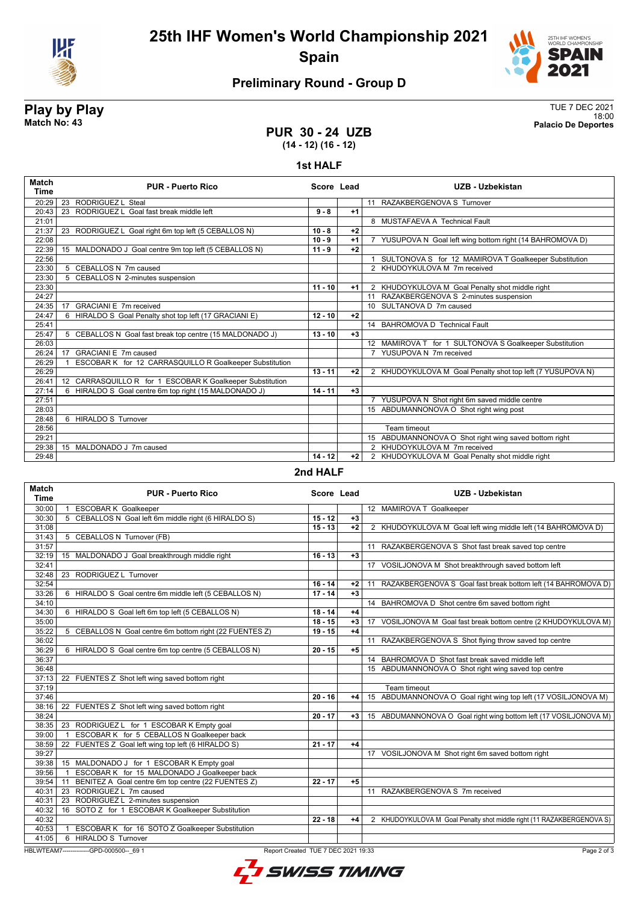# 25th IHF Women's World Championship 2021
## Spain

### Preliminary Round - Group D

**Play by Play**
**Match No: 43**

TUE 7 DEC 2021
18:00
**Palacio De Deportes**

## PUR 30 - 24 UZB
**(14 - 12) (16 - 12)**

### 1st HALF

| Match Time | PUR - Puerto Rico | Score | Lead | UZB - Uzbekistan |
|---|---|---|---|---|
| 20:29 | 23 RODRIGUEZ L Steal | | | 11 RAZAKBERGENOVA S Turnover |
| 20:43 | 23 RODRIGUEZ L Goal fast break middle left | 9 - 8 | +1 | |
| 21:01 | | | | 8 MUSTAFAEVA A Technical Fault |
| 21:37 | 23 RODRIGUEZ L Goal right 6m top left (5 CEBALLOS N) | 10 - 8 | +2 | |
| 22:08 | | 10 - 9 | +1 | 7 YUSUPOVA N Goal left wing bottom right (14 BAHROMOVA D) |
| 22:39 | 15 MALDONADO J Goal centre 9m top left (5 CEBALLOS N) | 11 - 9 | +2 | |
| 22:56 | | | | 1 SULTONOVA S for 12 MAMIROVA T Goalkeeper Substitution |
| 23:30 | 5 CEBALLOS N 7m caused | | | 2 KHUDOYKULOVA M 7m received |
| 23:30 | 5 CEBALLOS N 2-minutes suspension | | | |
| 23:30 | | 11 - 10 | +1 | 2 KHUDOYKULOVA M Goal Penalty shot middle right |
| 24:27 | | | | 11 RAZAKBERGENOVA S 2-minutes suspension |
| 24:35 | 17 GRACIANI E 7m received | | | 10 SULTANOVA D 7m caused |
| 24:47 | 6 HIRALDO S Goal Penalty shot top left (17 GRACIANI E) | 12 - 10 | +2 | |
| 25:41 | | | | 14 BAHROMOVA D Technical Fault |
| 25:47 | 5 CEBALLOS N Goal fast break top centre (15 MALDONADO J) | 13 - 10 | +3 | |
| 26:03 | | | | 12 MAMIROVA T for 1 SULTONOVA S Goalkeeper Substitution |
| 26:24 | 17 GRACIANI E 7m caused | | | 7 YUSUPOVA N 7m received |
| 26:29 | 1 ESCOBAR K for 12 CARRASQUILLO R Goalkeeper Substitution | | | |
| 26:29 | | 13 - 11 | +2 | 2 KHUDOYKULOVA M Goal Penalty shot top left (7 YUSUPOVA N) |
| 26:41 | 12 CARRASQUILLO R for 1 ESCOBAR K Goalkeeper Substitution | | | |
| 27:14 | 6 HIRALDO S Goal centre 6m top right (15 MALDONADO J) | 14 - 11 | +3 | |
| 27:51 | | | | 7 YUSUPOVA N Shot right 6m saved middle centre |
| 28:03 | | | | 15 ABDUMANNONOVA O Shot right wing post |
| 28:48 | 6 HIRALDO S Turnover | | | |
| 28:56 | | | | Team timeout |
| 29:21 | | | | 15 ABDUMANNONOVA O Shot right wing saved bottom right |
| 29:38 | 15 MALDONADO J 7m caused | | | 2 KHUDOYKULOVA M 7m received |
| 29:48 | | 14 - 12 | +2 | 2 KHUDOYKULOVA M Goal Penalty shot middle right |

### 2nd HALF

| Match Time | PUR - Puerto Rico | Score | Lead | UZB - Uzbekistan |
|---|---|---|---|---|
| 30:00 | 1 ESCOBAR K Goalkeeper | | | 12 MAMIROVA T Goalkeeper |
| 30:30 | 5 CEBALLOS N Goal left 6m middle right (6 HIRALDO S) | 15 - 12 | +3 | |
| 31:08 | | 15 - 13 | +2 | 2 KHUDOYKULOVA M Goal left wing middle left (14 BAHROMOVA D) |
| 31:43 | 5 CEBALLOS N Turnover (FB) | | | |
| 31:57 | | | | 11 RAZAKBERGENOVA S Shot fast break saved top centre |
| 32:19 | 15 MALDONADO J Goal breakthrough middle right | 16 - 13 | +3 | |
| 32:41 | | | | 17 VOSILJONOVA M Shot breakthrough saved bottom left |
| 32:48 | 23 RODRIGUEZ L Turnover | | | |
| 32:54 | | 16 - 14 | +2 | 11 RAZAKBERGENOVA S Goal fast break bottom left (14 BAHROMOVA D) |
| 33:26 | 6 HIRALDO S Goal centre 6m middle left (5 CEBALLOS N) | 17 - 14 | +3 | |
| 34:10 | | | | 14 BAHROMOVA D Shot centre 6m saved bottom right |
| 34:30 | 6 HIRALDO S Goal left 6m top left (5 CEBALLOS N) | 18 - 14 | +4 | |
| 35:00 | | 18 - 15 | +3 | 17 VOSILJONOVA M Goal fast break bottom centre (2 KHUDOYKULOVA M) |
| 35:22 | 5 CEBALLOS N Goal centre 6m bottom right (22 FUENTES Z) | 19 - 15 | +4 | |
| 36:02 | | | | 11 RAZAKBERGENOVA S Shot flying throw saved top centre |
| 36:29 | 6 HIRALDO S Goal centre 6m top centre (5 CEBALLOS N) | 20 - 15 | +5 | |
| 36:37 | | | | 14 BAHROMOVA D Shot fast break saved middle left |
| 36:48 | | | | 15 ABDUMANNONOVA O Shot right wing saved top centre |
| 37:13 | 22 FUENTES Z Shot left wing saved bottom right | | | |
| 37:19 | | | | Team timeout |
| 37:46 | | 20 - 16 | +4 | 15 ABDUMANNONOVA O Goal right wing top left (17 VOSILJONOVA M) |
| 38:16 | 22 FUENTES Z Shot left wing saved bottom right | | | |
| 38:24 | | 20 - 17 | +3 | 15 ABDUMANNONOVA O Goal right wing bottom left (17 VOSILJONOVA M) |
| 38:35 | 23 RODRIGUEZ L for 1 ESCOBAR K Empty goal | | | |
| 39:00 | 1 ESCOBAR K for 5 CEBALLOS N Goalkeeper back | | | |
| 38:59 | 22 FUENTES Z Goal left wing top left (6 HIRALDO S) | 21 - 17 | +4 | |
| 39:27 | | | | 17 VOSILJONOVA M Shot right 6m saved bottom right |
| 39:38 | 15 MALDONADO J for 1 ESCOBAR K Empty goal | | | |
| 39:56 | 1 ESCOBAR K for 15 MALDONADO J Goalkeeper back | | | |
| 39:54 | 11 BENITEZ A Goal centre 6m top centre (22 FUENTES Z) | 22 - 17 | +5 | |
| 40:31 | 23 RODRIGUEZ L 7m caused | | | 11 RAZAKBERGENOVA S 7m received |
| 40:31 | 23 RODRIGUEZ L 2-minutes suspension | | | |
| 40:32 | 16 SOTO Z for 1 ESCOBAR K Goalkeeper Substitution | | | |
| 40:32 | | 22 - 18 | +4 | 2 KHUDOYKULOVA M Goal Penalty shot middle right (11 RAZAKBERGENOVA S) |
| 40:53 | 1 ESCOBAR K for 16 SOTO Z Goalkeeper Substitution | | | |
| 41:05 | 6 HIRALDO S Turnover | | | |

HBLWTEAM7-------------GPD-000500--_69 1 Report Created TUE 7 DEC 2021 19:33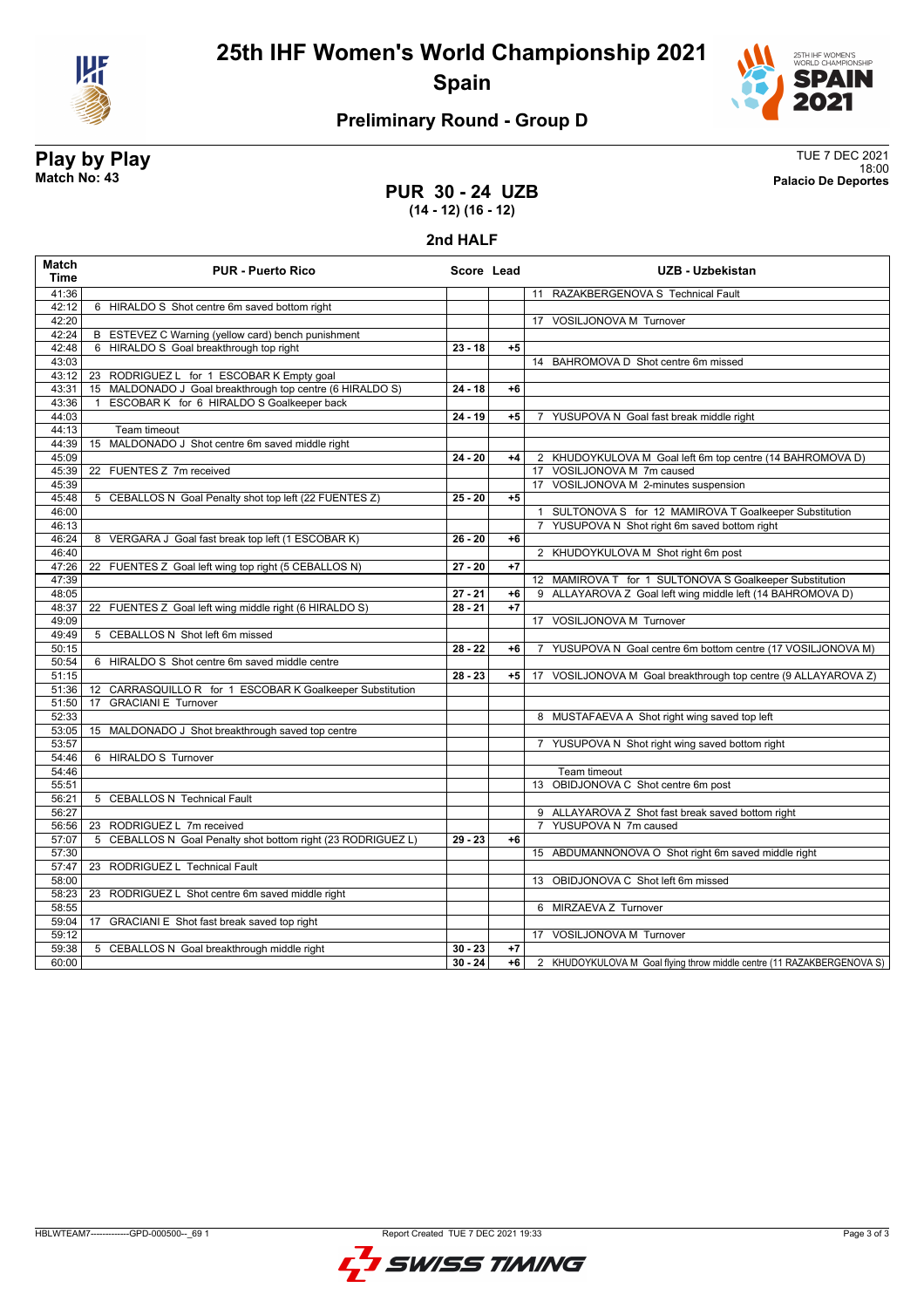# 25th IHF Women's World Championship 2021

## Spain

### Preliminary Round - Group D

**Play by Play**
**Match No: 43**

TUE 7 DEC 2021
18:00
**Palacio De Deportes**

## PUR 30 - 24 UZB

**(14 - 12) (16 - 12)**

### 2nd HALF

| Match Time | PUR - Puerto Rico | Score | Lead | UZB - Uzbekistan |
|---|---|---|---|---|
| 41:36 | | | | 11 RAZAKBERGENOVA S Technical Fault |
| 42:12 | 6 HIRALDO S Shot centre 6m saved bottom right | | | |
| 42:20 | | | | 17 VOSILJONOVA M Turnover |
| 42:24 | B ESTEVEZ C Warning (yellow card) bench punishment | | | |
| 42:48 | 6 HIRALDO S Goal breakthrough top right | 23 - 18 | +5 | |
| 43:03 | | | | 14 BAHROMOVA D Shot centre 6m missed |
| 43:12 | 23 RODRIGUEZ L for 1 ESCOBAR K Empty goal | | | |
| 43:31 | 15 MALDONADO J Goal breakthrough top centre (6 HIRALDO S) | 24 - 18 | +6 | |
| 43:36 | 1 ESCOBAR K for 6 HIRALDO S Goalkeeper back | | | |
| 44:03 | | 24 - 19 | +5 | 7 YUSUPOVA N Goal fast break middle right |
| 44:13 | Team timeout | | | |
| 44:39 | 15 MALDONADO J Shot centre 6m saved middle right | | | |
| 45:09 | | 24 - 20 | +4 | 2 KHUDOYKULOVA M Goal left 6m top centre (14 BAHROMOVA D) |
| 45:39 | 22 FUENTES Z 7m received | | | 17 VOSILJONOVA M 7m caused |
| 45:39 | | | | 17 VOSILJONOVA M 2-minutes suspension |
| 45:48 | 5 CEBALLOS N Goal Penalty shot top left (22 FUENTES Z) | 25 - 20 | +5 | |
| 46:00 | | | | 1 SULTONOVA S for 12 MAMIROVA T Goalkeeper Substitution |
| 46:13 | | | | 7 YUSUPOVA N Shot right 6m saved bottom right |
| 46:24 | 8 VERGARA J Goal fast break top left (1 ESCOBAR K) | 26 - 20 | +6 | |
| 46:40 | | | | 2 KHUDOYKULOVA M Shot right 6m post |
| 47:26 | 22 FUENTES Z Goal left wing top right (5 CEBALLOS N) | 27 - 20 | +7 | |
| 47:39 | | | | 12 MAMIROVA T for 1 SULTONOVA S Goalkeeper Substitution |
| 48:05 | | 27 - 21 | +6 | 9 ALLAYAROVA Z Goal left wing middle left (14 BAHROMOVA D) |
| 48:37 | 22 FUENTES Z Goal left wing middle right (6 HIRALDO S) | 28 - 21 | +7 | |
| 49:09 | | | | 17 VOSILJONOVA M Turnover |
| 49:49 | 5 CEBALLOS N Shot left 6m missed | | | |
| 50:15 | | 28 - 22 | +6 | 7 YUSUPOVA N Goal centre 6m bottom centre (17 VOSILJONOVA M) |
| 50:54 | 6 HIRALDO S Shot centre 6m saved middle centre | | | |
| 51:15 | | 28 - 23 | +5 | 17 VOSILJONOVA M Goal breakthrough top centre (9 ALLAYAROVA Z) |
| 51:36 | 12 CARRASQUILLO R for 1 ESCOBAR K Goalkeeper Substitution | | | |
| 51:50 | 17 GRACIANI E Turnover | | | |
| 52:33 | | | | 8 MUSTAFAEVA A Shot right wing saved top left |
| 53:05 | 15 MALDONADO J Shot breakthrough saved top centre | | | |
| 53:57 | | | | 7 YUSUPOVA N Shot right wing saved bottom right |
| 54:46 | 6 HIRALDO S Turnover | | | |
| 54:46 | | | | Team timeout |
| 55:51 | | | | 13 OBIDJONOVA C Shot centre 6m post |
| 56:21 | 5 CEBALLOS N Technical Fault | | | |
| 56:27 | | | | 9 ALLAYAROVA Z Shot fast break saved bottom right |
| 56:56 | 23 RODRIGUEZ L 7m received | | | 7 YUSUPOVA N 7m caused |
| 57:07 | 5 CEBALLOS N Goal Penalty shot bottom right (23 RODRIGUEZ L) | 29 - 23 | +6 | |
| 57:30 | | | | 15 ABDUMANNONOVA O Shot right 6m saved middle right |
| 57:47 | 23 RODRIGUEZ L Technical Fault | | | |
| 58:00 | | | | 13 OBIDJONOVA C Shot left 6m missed |
| 58:23 | 23 RODRIGUEZ L Shot centre 6m saved middle right | | | |
| 58:55 | | | | 6 MIRZAEVA Z Turnover |
| 59:04 | 17 GRACIANI E Shot fast break saved top right | | | |
| 59:12 | | | | 17 VOSILJONOVA M Turnover |
| 59:38 | 5 CEBALLOS N Goal breakthrough middle right | 30 - 23 | +7 | |
| 60:00 | | 30 - 24 | +6 | 2 KHUDOYKULOVA M Goal flying throw middle centre (11 RAZAKBERGENOVA S) |

HBLWTEAM7-------------GPD-000500--_69 1 Report Created TUE 7 DEC 2021 19:33